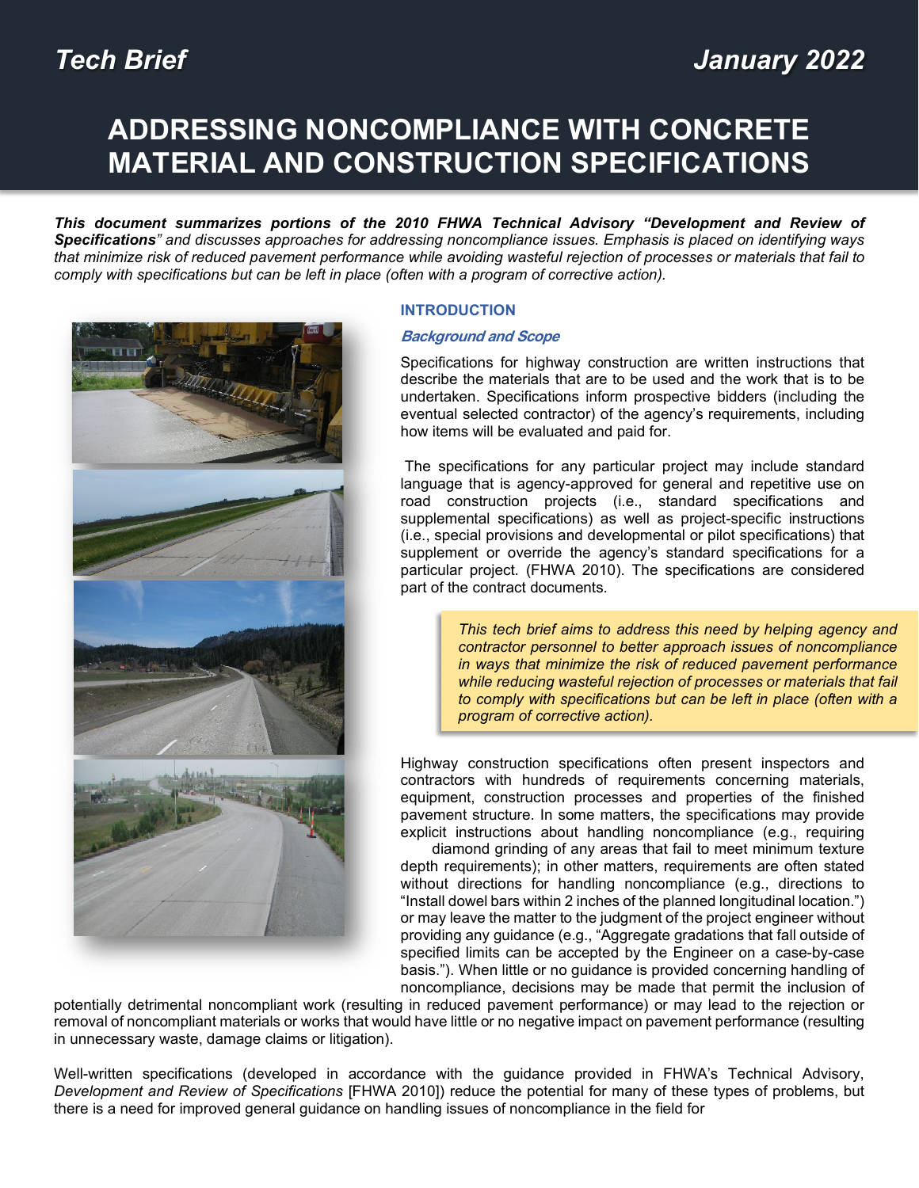Tech Brief

January 2022

# ADDRESSING NONCOMPLIANCE WITH CONCRETE MATERIAL AND CONSTRUCTION SPECIFICATIONS

***This document summarizes portions of the 2010 FHWA Technical Advisory "Development and Review of Specifications"** and discusses approaches for addressing noncompliance issues. Emphasis is placed on identifying ways that minimize risk of reduced pavement performance while avoiding wasteful rejection of processes or materials that fail to comply with specifications but can be left in place (often with a program of corrective action).*

## INTRODUCTION

### *Background and Scope*

Specifications for highway construction are written instructions that describe the materials that are to be used and the work that is to be undertaken. Specifications inform prospective bidders (including the eventual selected contractor) of the agency's requirements, including how items will be evaluated and paid for.

The specifications for any particular project may include standard language that is agency-approved for general and repetitive use on road construction projects (i.e., standard specifications and supplemental specifications) as well as project-specific instructions (i.e., special provisions and developmental or pilot specifications) that supplement or override the agency's standard specifications for a particular project. (FHWA 2010). The specifications are considered part of the contract documents.

> *This tech brief aims to address this need by helping agency and contractor personnel to better approach issues of noncompliance in ways that minimize the risk of reduced pavement performance while reducing wasteful rejection of processes or materials that fail to comply with specifications but can be left in place (often with a program of corrective action).*

Highway construction specifications often present inspectors and contractors with hundreds of requirements concerning materials, equipment, construction processes and properties of the finished pavement structure. In some matters, the specifications may provide explicit instructions about handling noncompliance (e.g., requiring diamond grinding of any areas that fail to meet minimum texture depth requirements); in other matters, requirements are often stated without directions for handling noncompliance (e.g., directions to "Install dowel bars within 2 inches of the planned longitudinal location.") or may leave the matter to the judgment of the project engineer without providing any guidance (e.g., "Aggregate gradations that fall outside of specified limits can be accepted by the Engineer on a case-by-case basis."). When little or no guidance is provided concerning handling of noncompliance, decisions may be made that permit the inclusion of potentially detrimental noncompliant work (resulting in reduced pavement performance) or may lead to the rejection or removal of noncompliant materials or works that would have little or no negative impact on pavement performance (resulting in unnecessary waste, damage claims or litigation).

Well-written specifications (developed in accordance with the guidance provided in FHWA's Technical Advisory, *Development and Review of Specifications* [FHWA 2010]) reduce the potential for many of these types of problems, but there is a need for improved general guidance on handling issues of noncompliance in the field for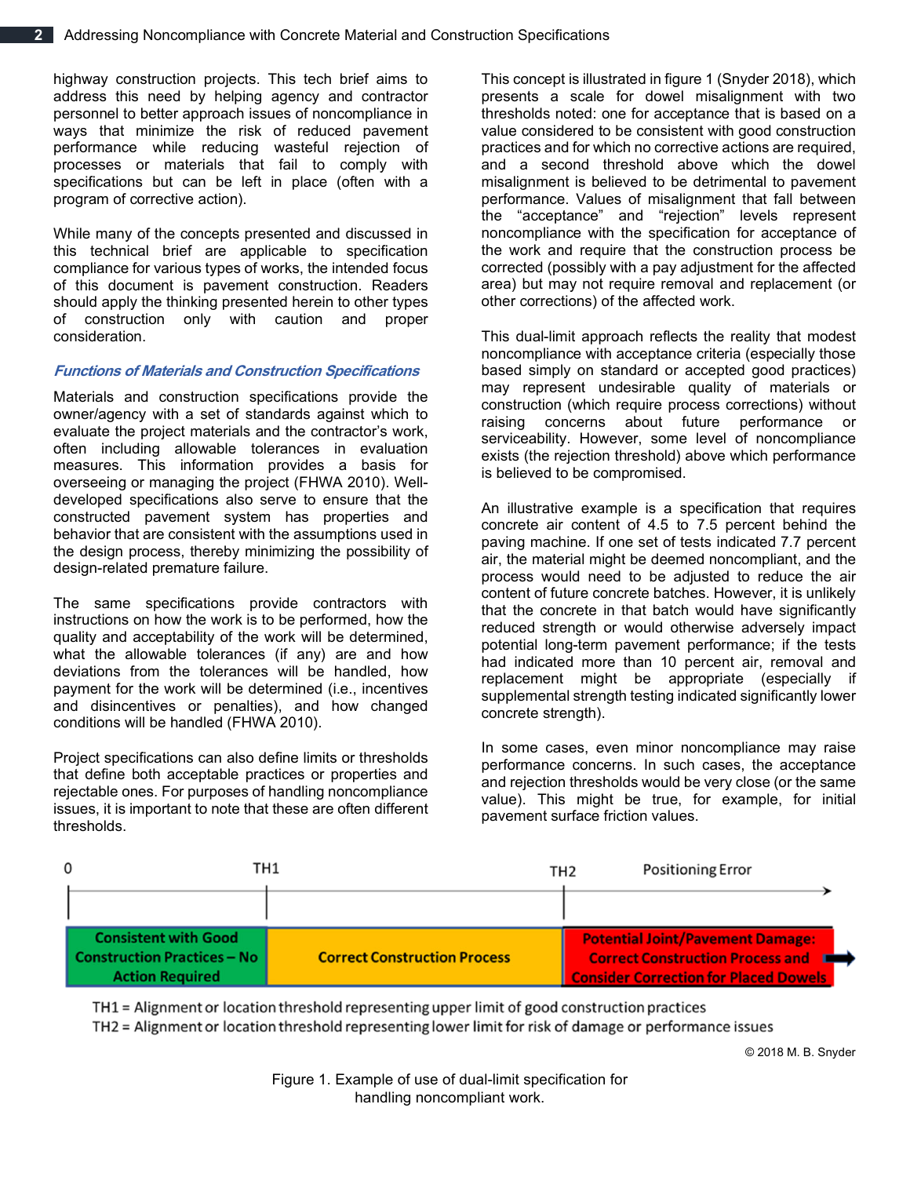highway construction projects. This tech brief aims to address this need by helping agency and contractor personnel to better approach issues of noncompliance in ways that minimize the risk of reduced pavement performance while reducing wasteful rejection of processes or materials that fail to comply with specifications but can be left in place (often with a program of corrective action).

While many of the concepts presented and discussed in this technical brief are applicable to specification compliance for various types of works, the intended focus of this document is pavement construction. Readers should apply the thinking presented herein to other types of construction only with caution and proper consideration.

### *Functions of Materials and Construction Specifications*

Materials and construction specifications provide the owner/agency with a set of standards against which to evaluate the project materials and the contractor's work, often including allowable tolerances in evaluation measures. This information provides a basis for overseeing or managing the project (FHWA 2010). Well-developed specifications also serve to ensure that the constructed pavement system has properties and behavior that are consistent with the assumptions used in the design process, thereby minimizing the possibility of design-related premature failure.

The same specifications provide contractors with instructions on how the work is to be performed, how the quality and acceptability of the work will be determined, what the allowable tolerances (if any) are and how deviations from the tolerances will be handled, how payment for the work will be determined (i.e., incentives and disincentives or penalties), and how changed conditions will be handled (FHWA 2010).

Project specifications can also define limits or thresholds that define both acceptable practices or properties and rejectable ones. For purposes of handling noncompliance issues, it is important to note that these are often different thresholds.

This concept is illustrated in figure 1 (Snyder 2018), which presents a scale for dowel misalignment with two thresholds noted: one for acceptance that is based on a value considered to be consistent with good construction practices and for which no corrective actions are required, and a second threshold above which the dowel misalignment is believed to be detrimental to pavement performance. Values of misalignment that fall between the "acceptance" and "rejection" levels represent noncompliance with the specification for acceptance of the work and require that the construction process be corrected (possibly with a pay adjustment for the affected area) but may not require removal and replacement (or other corrections) of the affected work.

This dual-limit approach reflects the reality that modest noncompliance with acceptance criteria (especially those based simply on standard or accepted good practices) may represent undesirable quality of materials or construction (which require process corrections) without raising concerns about future performance or serviceability. However, some level of noncompliance exists (the rejection threshold) above which performance is believed to be compromised.

An illustrative example is a specification that requires concrete air content of 4.5 to 7.5 percent behind the paving machine. If one set of tests indicated 7.7 percent air, the material might be deemed noncompliant, and the process would need to be adjusted to reduce the air content of future concrete batches. However, it is unlikely that the concrete in that batch would have significantly reduced strength or would otherwise adversely impact potential long-term pavement performance; if the tests had indicated more than 10 percent air, removal and replacement might be appropriate (especially if supplemental strength testing indicated significantly lower concrete strength).

In some cases, even minor noncompliance may raise performance concerns. In such cases, the acceptance and rejection thresholds would be very close (or the same value). This might be true, for example, for initial pavement surface friction values.

| 0 → TH1 | TH1 → TH2 | TH2 → (Positioning Error) |
|---|---|---|
| Consistent with Good Construction Practices – No Action Required | Correct Construction Process | Potential Joint/Pavement Damage: Correct Construction Process and Consider Correction for Placed Dowels |

TH1 = Alignment or location threshold representing upper limit of good construction practices
TH2 = Alignment or location threshold representing lower limit for risk of damage or performance issues

© 2018 M. B. Snyder

Figure 1. Example of use of dual-limit specification for handling noncompliant work.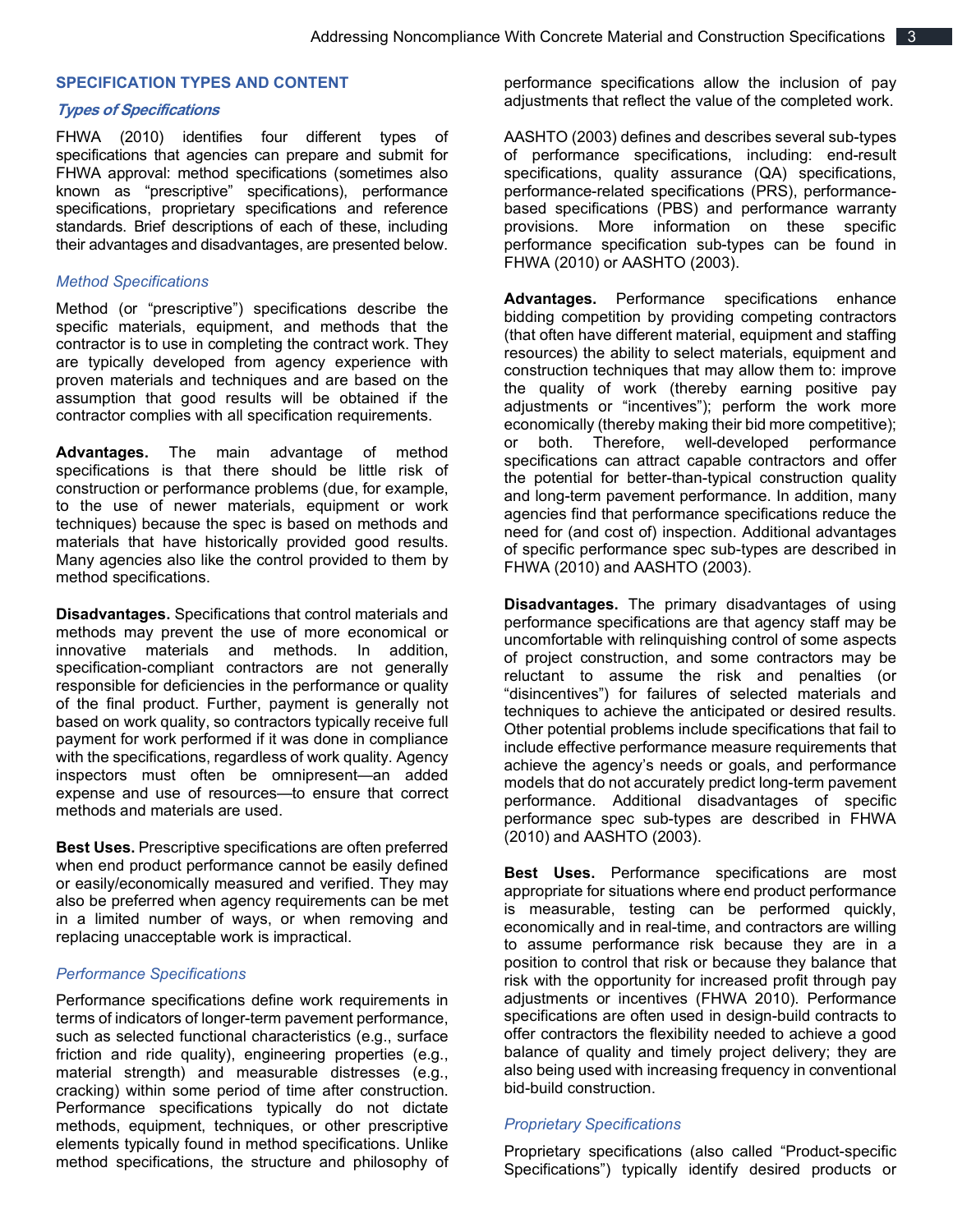## SPECIFICATION TYPES AND CONTENT

### *Types of Specifications*

FHWA (2010) identifies four different types of specifications that agencies can prepare and submit for FHWA approval: method specifications (sometimes also known as "prescriptive" specifications), performance specifications, proprietary specifications and reference standards. Brief descriptions of each of these, including their advantages and disadvantages, are presented below.

#### Method Specifications

Method (or "prescriptive") specifications describe the specific materials, equipment, and methods that the contractor is to use in completing the contract work. They are typically developed from agency experience with proven materials and techniques and are based on the assumption that good results will be obtained if the contractor complies with all specification requirements.

**Advantages.** The main advantage of method specifications is that there should be little risk of construction or performance problems (due, for example, to the use of newer materials, equipment or work techniques) because the spec is based on methods and materials that have historically provided good results. Many agencies also like the control provided to them by method specifications.

**Disadvantages.** Specifications that control materials and methods may prevent the use of more economical or innovative materials and methods. In addition, specification-compliant contractors are not generally responsible for deficiencies in the performance or quality of the final product. Further, payment is generally not based on work quality, so contractors typically receive full payment for work performed if it was done in compliance with the specifications, regardless of work quality. Agency inspectors must often be omnipresent—an added expense and use of resources—to ensure that correct methods and materials are used.

**Best Uses.** Prescriptive specifications are often preferred when end product performance cannot be easily defined or easily/economically measured and verified. They may also be preferred when agency requirements can be met in a limited number of ways, or when removing and replacing unacceptable work is impractical.

#### Performance Specifications

Performance specifications define work requirements in terms of indicators of longer-term pavement performance, such as selected functional characteristics (e.g., surface friction and ride quality), engineering properties (e.g., material strength) and measurable distresses (e.g., cracking) within some period of time after construction. Performance specifications typically do not dictate methods, equipment, techniques, or other prescriptive elements typically found in method specifications. Unlike method specifications, the structure and philosophy of performance specifications allow the inclusion of pay adjustments that reflect the value of the completed work.

AASHTO (2003) defines and describes several sub-types of performance specifications, including: end-result specifications, quality assurance (QA) specifications, performance-related specifications (PRS), performance-based specifications (PBS) and performance warranty provisions. More information on these specific performance specification sub-types can be found in FHWA (2010) or AASHTO (2003).

**Advantages.** Performance specifications enhance bidding competition by providing competing contractors (that often have different material, equipment and staffing resources) the ability to select materials, equipment and construction techniques that may allow them to: improve the quality of work (thereby earning positive pay adjustments or "incentives"); perform the work more economically (thereby making their bid more competitive); or both. Therefore, well-developed performance specifications can attract capable contractors and offer the potential for better-than-typical construction quality and long-term pavement performance. In addition, many agencies find that performance specifications reduce the need for (and cost of) inspection. Additional advantages of specific performance spec sub-types are described in FHWA (2010) and AASHTO (2003).

**Disadvantages.** The primary disadvantages of using performance specifications are that agency staff may be uncomfortable with relinquishing control of some aspects of project construction, and some contractors may be reluctant to assume the risk and penalties (or "disincentives") for failures of selected materials and techniques to achieve the anticipated or desired results. Other potential problems include specifications that fail to include effective performance measure requirements that achieve the agency's needs or goals, and performance models that do not accurately predict long-term pavement performance. Additional disadvantages of specific performance spec sub-types are described in FHWA (2010) and AASHTO (2003).

**Best Uses.** Performance specifications are most appropriate for situations where end product performance is measurable, testing can be performed quickly, economically and in real-time, and contractors are willing to assume performance risk because they are in a position to control that risk or because they balance that risk with the opportunity for increased profit through pay adjustments or incentives (FHWA 2010). Performance specifications are often used in design-build contracts to offer contractors the flexibility needed to achieve a good balance of quality and timely project delivery; they are also being used with increasing frequency in conventional bid-build construction.

#### Proprietary Specifications

Proprietary specifications (also called "Product-specific Specifications") typically identify desired products or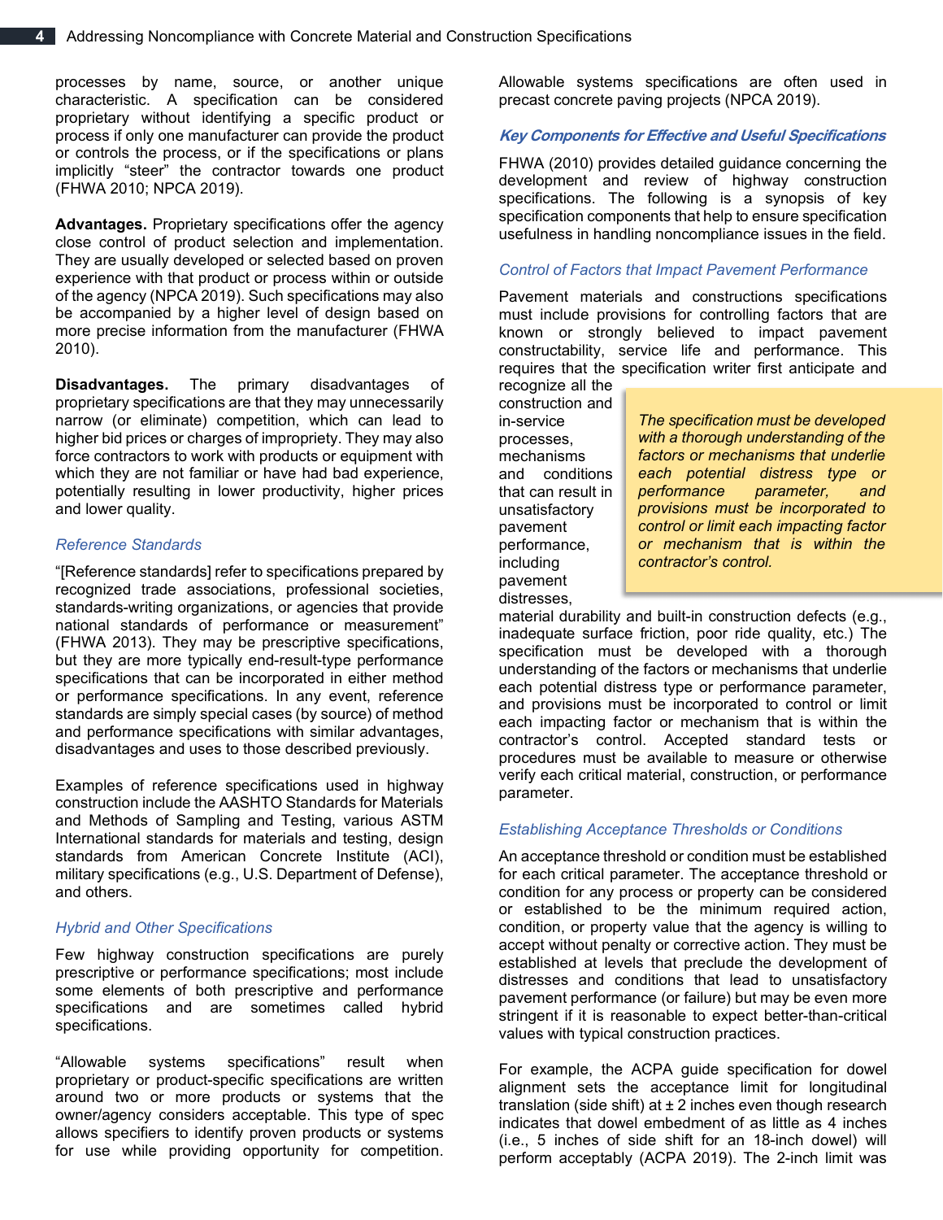processes by name, source, or another unique characteristic. A specification can be considered proprietary without identifying a specific product or process if only one manufacturer can provide the product or controls the process, or if the specifications or plans implicitly "steer" the contractor towards one product (FHWA 2010; NPCA 2019).

**Advantages.** Proprietary specifications offer the agency close control of product selection and implementation. They are usually developed or selected based on proven experience with that product or process within or outside of the agency (NPCA 2019). Such specifications may also be accompanied by a higher level of design based on more precise information from the manufacturer (FHWA 2010).

**Disadvantages.** The primary disadvantages of proprietary specifications are that they may unnecessarily narrow (or eliminate) competition, which can lead to higher bid prices or charges of impropriety. They may also force contractors to work with products or equipment with which they are not familiar or have had bad experience, potentially resulting in lower productivity, higher prices and lower quality.

### Reference Standards

"[Reference standards] refer to specifications prepared by recognized trade associations, professional societies, standards-writing organizations, or agencies that provide national standards of performance or measurement" (FHWA 2013). They may be prescriptive specifications, but they are more typically end-result-type performance specifications that can be incorporated in either method or performance specifications. In any event, reference standards are simply special cases (by source) of method and performance specifications with similar advantages, disadvantages and uses to those described previously.

Examples of reference specifications used in highway construction include the AASHTO Standards for Materials and Methods of Sampling and Testing, various ASTM International standards for materials and testing, design standards from American Concrete Institute (ACI), military specifications (e.g., U.S. Department of Defense), and others.

### Hybrid and Other Specifications

Few highway construction specifications are purely prescriptive or performance specifications; most include some elements of both prescriptive and performance specifications and are sometimes called hybrid specifications.

"Allowable systems specifications" result when proprietary or product-specific specifications are written around two or more products or systems that the owner/agency considers acceptable. This type of spec allows specifiers to identify proven products or systems for use while providing opportunity for competition. Allowable systems specifications are often used in precast concrete paving projects (NPCA 2019).

## *Key Components for Effective and Useful Specifications*

FHWA (2010) provides detailed guidance concerning the development and review of highway construction specifications. The following is a synopsis of key specification components that help to ensure specification usefulness in handling noncompliance issues in the field.

### Control of Factors that Impact Pavement Performance

Pavement materials and constructions specifications must include provisions for controlling factors that are known or strongly believed to impact pavement constructability, service life and performance. This requires that the specification writer first anticipate and recognize all the construction and in-service processes, mechanisms and conditions that can result in unsatisfactory pavement performance, including pavement distresses, material durability and built-in construction defects (e.g., inadequate surface friction, poor ride quality, etc.) The specification must be developed with a thorough understanding of the factors or mechanisms that underlie each potential distress type or performance parameter, and provisions must be incorporated to control or limit each impacting factor or mechanism that is within the contractor's control. Accepted standard tests or procedures must be available to measure or otherwise verify each critical material, construction, or performance parameter.

> *The specification must be developed with a thorough understanding of the factors or mechanisms that underlie each potential distress type or performance parameter, and provisions must be incorporated to control or limit each impacting factor or mechanism that is within the contractor's control.*

### Establishing Acceptance Thresholds or Conditions

An acceptance threshold or condition must be established for each critical parameter. The acceptance threshold or condition for any process or property can be considered or established to be the minimum required action, condition, or property value that the agency is willing to accept without penalty or corrective action. They must be established at levels that preclude the development of distresses and conditions that lead to unsatisfactory pavement performance (or failure) but may be even more stringent if it is reasonable to expect better-than-critical values with typical construction practices.

For example, the ACPA guide specification for dowel alignment sets the acceptance limit for longitudinal translation (side shift) at ± 2 inches even though research indicates that dowel embedment of as little as 4 inches (i.e., 5 inches of side shift for an 18-inch dowel) will perform acceptably (ACPA 2019). The 2-inch limit was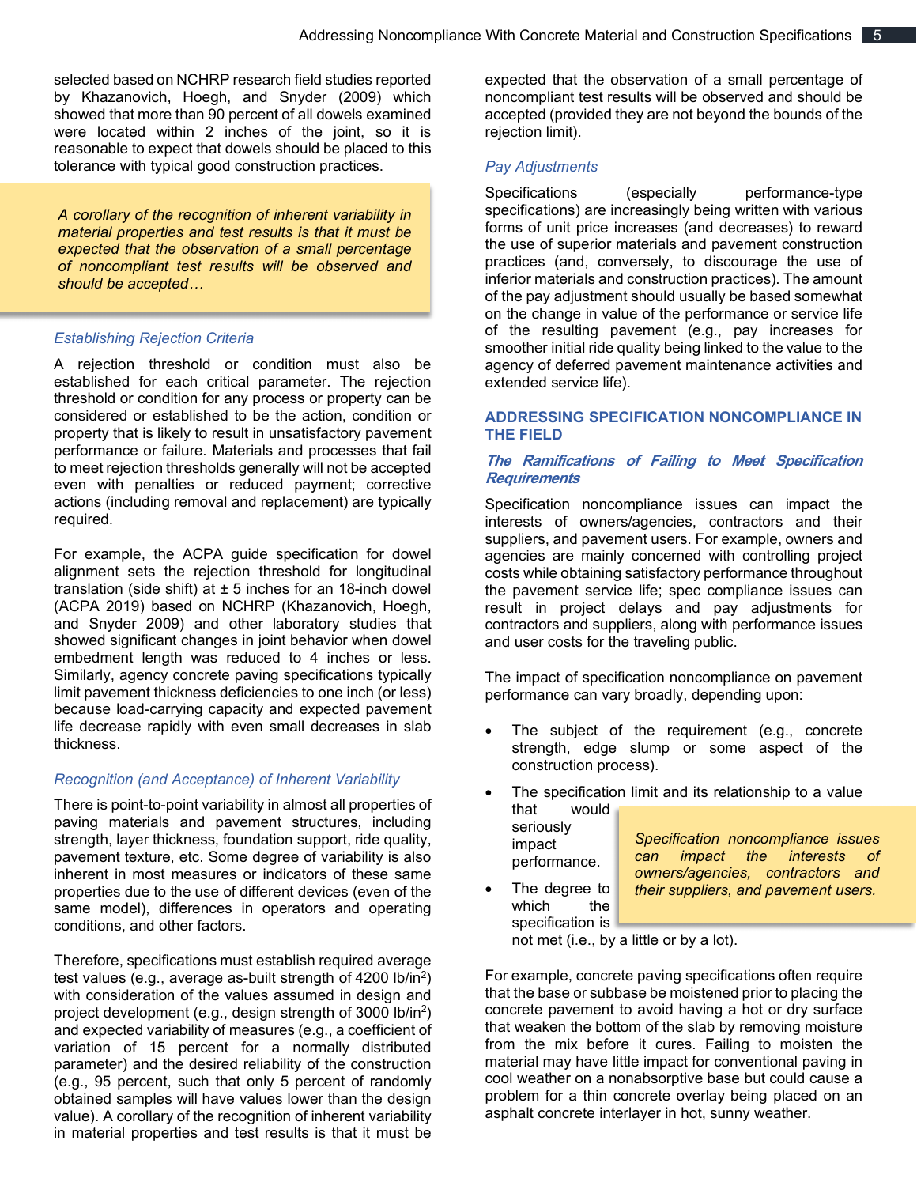selected based on NCHRP research field studies reported by Khazanovich, Hoegh, and Snyder (2009) which showed that more than 90 percent of all dowels examined were located within 2 inches of the joint, so it is reasonable to expect that dowels should be placed to this tolerance with typical good construction practices.

> *A corollary of the recognition of inherent variability in material properties and test results is that it must be expected that the observation of a small percentage of noncompliant test results will be observed and should be accepted…*

### *Establishing Rejection Criteria*

A rejection threshold or condition must also be established for each critical parameter. The rejection threshold or condition for any process or property can be considered or established to be the action, condition or property that is likely to result in unsatisfactory pavement performance or failure. Materials and processes that fail to meet rejection thresholds generally will not be accepted even with penalties or reduced payment; corrective actions (including removal and replacement) are typically required.

For example, the ACPA guide specification for dowel alignment sets the rejection threshold for longitudinal translation (side shift) at ± 5 inches for an 18-inch dowel (ACPA 2019) based on NCHRP (Khazanovich, Hoegh, and Snyder 2009) and other laboratory studies that showed significant changes in joint behavior when dowel embedment length was reduced to 4 inches or less. Similarly, agency concrete paving specifications typically limit pavement thickness deficiencies to one inch (or less) because load-carrying capacity and expected pavement life decrease rapidly with even small decreases in slab thickness.

### *Recognition (and Acceptance) of Inherent Variability*

There is point-to-point variability in almost all properties of paving materials and pavement structures, including strength, layer thickness, foundation support, ride quality, pavement texture, etc. Some degree of variability is also inherent in most measures or indicators of these same properties due to the use of different devices (even of the same model), differences in operators and operating conditions, and other factors.

Therefore, specifications must establish required average test values (e.g., average as-built strength of 4200 lb/in$^2$) with consideration of the values assumed in design and project development (e.g., design strength of 3000 lb/in$^2$) and expected variability of measures (e.g., a coefficient of variation of 15 percent for a normally distributed parameter) and the desired reliability of the construction (e.g., 95 percent, such that only 5 percent of randomly obtained samples will have values lower than the design value). A corollary of the recognition of inherent variability in material properties and test results is that it must be expected that the observation of a small percentage of noncompliant test results will be observed and should be accepted (provided they are not beyond the bounds of the rejection limit).

### *Pay Adjustments*

Specifications (especially performance-type specifications) are increasingly being written with various forms of unit price increases (and decreases) to reward the use of superior materials and pavement construction practices (and, conversely, to discourage the use of inferior materials and construction practices). The amount of the pay adjustment should usually be based somewhat on the change in value of the performance or service life of the resulting pavement (e.g., pay increases for smoother initial ride quality being linked to the value to the agency of deferred pavement maintenance activities and extended service life).

## ADDRESSING SPECIFICATION NONCOMPLIANCE IN THE FIELD

### ***The Ramifications of Failing to Meet Specification Requirements***

Specification noncompliance issues can impact the interests of owners/agencies, contractors and their suppliers, and pavement users. For example, owners and agencies are mainly concerned with controlling project costs while obtaining satisfactory performance throughout the pavement service life; spec compliance issues can result in project delays and pay adjustments for contractors and suppliers, along with performance issues and user costs for the traveling public.

The impact of specification noncompliance on pavement performance can vary broadly, depending upon:

- The subject of the requirement (e.g., concrete strength, edge slump or some aspect of the construction process).
- The specification limit and its relationship to a value that would seriously impact performance.
- The degree to which the specification is not met (i.e., by a little or by a lot).

> *Specification noncompliance issues can impact the interests of owners/agencies, contractors and their suppliers, and pavement users.*

For example, concrete paving specifications often require that the base or subbase be moistened prior to placing the concrete pavement to avoid having a hot or dry surface that weaken the bottom of the slab by removing moisture from the mix before it cures. Failing to moisten the material may have little impact for conventional paving in cool weather on a nonabsorptive base but could cause a problem for a thin concrete overlay being placed on an asphalt concrete interlayer in hot, sunny weather.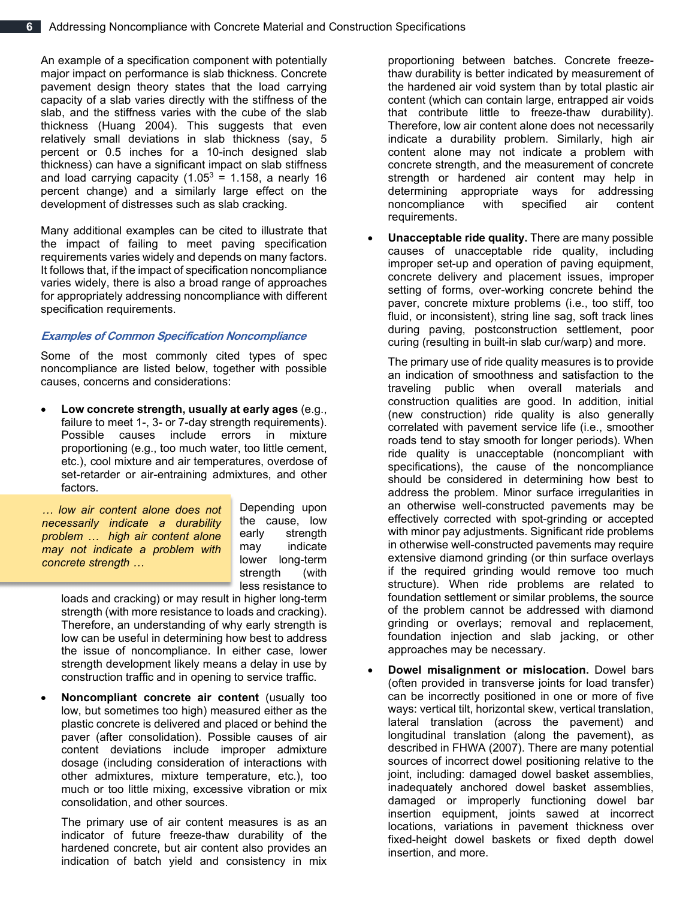An example of a specification component with potentially major impact on performance is slab thickness. Concrete pavement design theory states that the load carrying capacity of a slab varies directly with the stiffness of the slab, and the stiffness varies with the cube of the slab thickness (Huang 2004). This suggests that even relatively small deviations in slab thickness (say, 5 percent or 0.5 inches for a 10-inch designed slab thickness) can have a significant impact on slab stiffness and load carrying capacity ($1.05^3 = 1.158$, a nearly 16 percent change) and a similarly large effect on the development of distresses such as slab cracking.

Many additional examples can be cited to illustrate that the impact of failing to meet paving specification requirements varies widely and depends on many factors. It follows that, if the impact of specification noncompliance varies widely, there is also a broad range of approaches for appropriately addressing noncompliance with different specification requirements.

### *Examples of Common Specification Noncompliance*

Some of the most commonly cited types of spec noncompliance are listed below, together with possible causes, concerns and considerations:

- **Low concrete strength, usually at early ages** (e.g., failure to meet 1-, 3- or 7-day strength requirements). Possible causes include errors in mixture proportioning (e.g., too much water, too little cement, etc.), cool mixture and air temperatures, overdose of set-retarder or air-entraining admixtures, and other factors.

  > *… low air content alone does not necessarily indicate a durability problem … high air content alone may not indicate a problem with concrete strength …*

  Depending upon the cause, low early strength may indicate lower long-term strength (with less resistance to loads and cracking) or may result in higher long-term strength (with more resistance to loads and cracking). Therefore, an understanding of why early strength is low can be useful in determining how best to address the issue of noncompliance. In either case, lower strength development likely means a delay in use by construction traffic and in opening to service traffic.

- **Noncompliant concrete air content** (usually too low, but sometimes too high) measured either as the plastic concrete is delivered and placed or behind the paver (after consolidation). Possible causes of air content deviations include improper admixture dosage (including consideration of interactions with other admixtures, mixture temperature, etc.), too much or too little mixing, excessive vibration or mix consolidation, and other sources.

  The primary use of air content measures is as an indicator of future freeze-thaw durability of the hardened concrete, but air content also provides an indication of batch yield and consistency in mix proportioning between batches. Concrete freeze-thaw durability is better indicated by measurement of the hardened air void system than by total plastic air content (which can contain large, entrapped air voids that contribute little to freeze-thaw durability). Therefore, low air content alone does not necessarily indicate a durability problem. Similarly, high air content alone may not indicate a problem with concrete strength, and the measurement of concrete strength or hardened air content may help in determining appropriate ways for addressing noncompliance with specified air content requirements.

- **Unacceptable ride quality.** There are many possible causes of unacceptable ride quality, including improper set-up and operation of paving equipment, concrete delivery and placement issues, improper setting of forms, over-working concrete behind the paver, concrete mixture problems (i.e., too stiff, too fluid, or inconsistent), string line sag, soft track lines during paving, postconstruction settlement, poor curing (resulting in built-in slab cur/warp) and more.

  The primary use of ride quality measures is to provide an indication of smoothness and satisfaction to the traveling public when overall materials and construction qualities are good. In addition, initial (new construction) ride quality is also generally correlated with pavement service life (i.e., smoother roads tend to stay smooth for longer periods). When ride quality is unacceptable (noncompliant with specifications), the cause of the noncompliance should be considered in determining how best to address the problem. Minor surface irregularities in an otherwise well-constructed pavements may be effectively corrected with spot-grinding or accepted with minor pay adjustments. Significant ride problems in otherwise well-constructed pavements may require extensive diamond grinding (or thin surface overlays if the required grinding would remove too much structure). When ride problems are related to foundation settlement or similar problems, the source of the problem cannot be addressed with diamond grinding or overlays; removal and replacement, foundation injection and slab jacking, or other approaches may be necessary.

- **Dowel misalignment or mislocation.** Dowel bars (often provided in transverse joints for load transfer) can be incorrectly positioned in one or more of five ways: vertical tilt, horizontal skew, vertical translation, lateral translation (across the pavement) and longitudinal translation (along the pavement), as described in FHWA (2007). There are many potential sources of incorrect dowel positioning relative to the joint, including: damaged dowel basket assemblies, inadequately anchored dowel basket assemblies, damaged or improperly functioning dowel bar insertion equipment, joints sawed at incorrect locations, variations in pavement thickness over fixed-height dowel baskets or fixed depth dowel insertion, and more.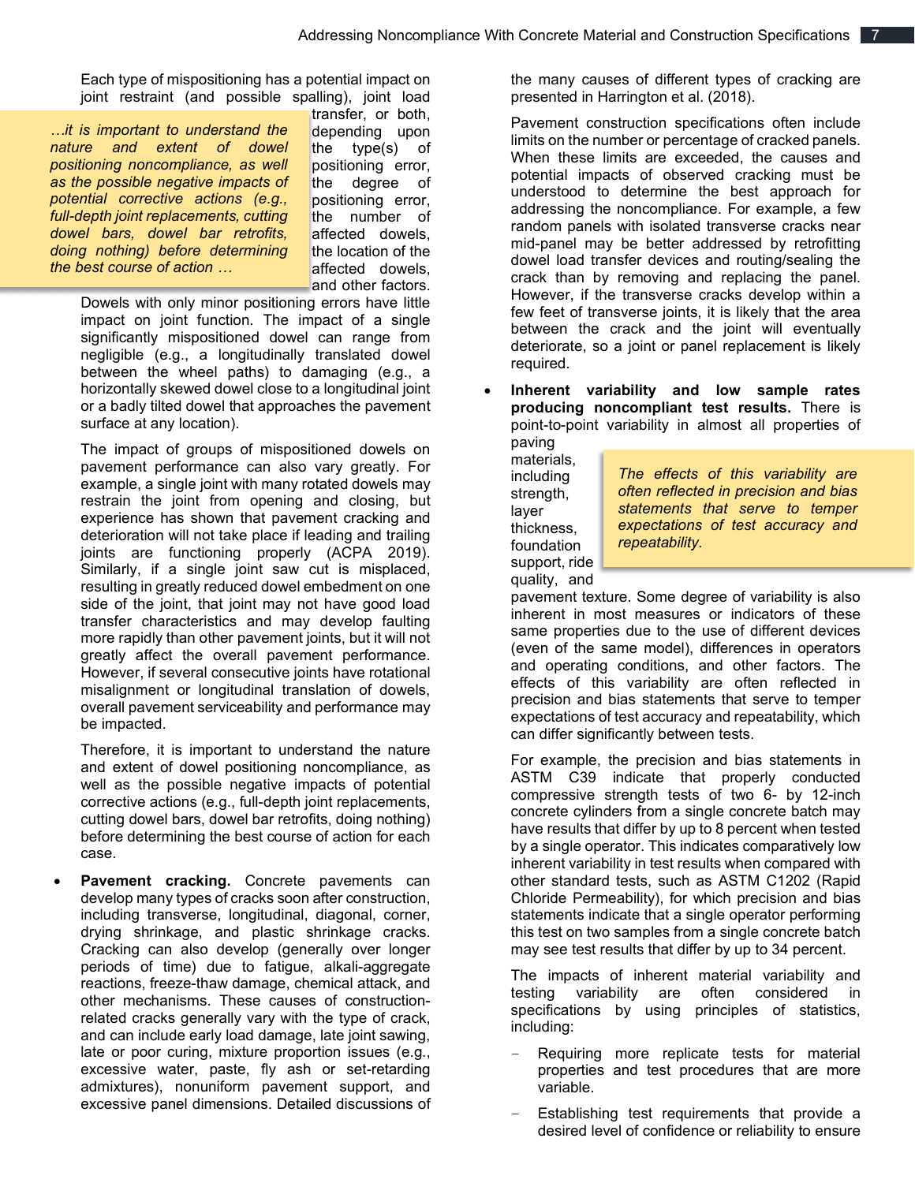Each type of mispositioning has a potential impact on joint restraint (and possible spalling), joint load transfer, or both, depending upon the type(s) of positioning error, the degree of positioning error, the number of affected dowels, the location of the affected dowels, and other factors.

> *…it is important to understand the nature and extent of dowel positioning noncompliance, as well as the possible negative impacts of potential corrective actions (e.g., full-depth joint replacements, cutting dowel bars, dowel bar retrofits, doing nothing) before determining the best course of action …*

Dowels with only minor positioning errors have little impact on joint function. The impact of a single significantly mispositioned dowel can range from negligible (e.g., a longitudinally translated dowel between the wheel paths) to damaging (e.g., a horizontally skewed dowel close to a longitudinal joint or a badly tilted dowel that approaches the pavement surface at any location).

The impact of groups of mispositioned dowels on pavement performance can also vary greatly. For example, a single joint with many rotated dowels may restrain the joint from opening and closing, but experience has shown that pavement cracking and deterioration will not take place if leading and trailing joints are functioning properly (ACPA 2019). Similarly, if a single joint saw cut is misplaced, resulting in greatly reduced dowel embedment on one side of the joint, that joint may not have good load transfer characteristics and may develop faulting more rapidly than other pavement joints, but it will not greatly affect the overall pavement performance. However, if several consecutive joints have rotational misalignment or longitudinal translation of dowels, overall pavement serviceability and performance may be impacted.

Therefore, it is important to understand the nature and extent of dowel positioning noncompliance, as well as the possible negative impacts of potential corrective actions (e.g., full-depth joint replacements, cutting dowel bars, dowel bar retrofits, doing nothing) before determining the best course of action for each case.

- **Pavement cracking.** Concrete pavements can develop many types of cracks soon after construction, including transverse, longitudinal, diagonal, corner, drying shrinkage, and plastic shrinkage cracks. Cracking can also develop (generally over longer periods of time) due to fatigue, alkali-aggregate reactions, freeze-thaw damage, chemical attack, and other mechanisms. These causes of construction-related cracks generally vary with the type of crack, and can include early load damage, late joint sawing, late or poor curing, mixture proportion issues (e.g., excessive water, paste, fly ash or set-retarding admixtures), nonuniform pavement support, and excessive panel dimensions. Detailed discussions of the many causes of different types of cracking are presented in Harrington et al. (2018).

  Pavement construction specifications often include limits on the number or percentage of cracked panels. When these limits are exceeded, the causes and potential impacts of observed cracking must be understood to determine the best approach for addressing the noncompliance. For example, a few random panels with isolated transverse cracks near mid-panel may be better addressed by retrofitting dowel load transfer devices and routing/sealing the crack than by removing and replacing the panel. However, if the transverse cracks develop within a few feet of transverse joints, it is likely that the area between the crack and the joint will eventually deteriorate, so a joint or panel replacement is likely required.

- **Inherent variability and low sample rates producing noncompliant test results.** There is point-to-point variability in almost all properties of paving materials, including strength, layer thickness, foundation support, ride quality, and pavement texture. Some degree of variability is also inherent in most measures or indicators of these same properties due to the use of different devices (even of the same model), differences in operators and operating conditions, and other factors. The effects of this variability are often reflected in precision and bias statements that serve to temper expectations of test accuracy and repeatability, which can differ significantly between tests.

  > *The effects of this variability are often reflected in precision and bias statements that serve to temper expectations of test accuracy and repeatability.*

  For example, the precision and bias statements in ASTM C39 indicate that properly conducted compressive strength tests of two 6- by 12-inch concrete cylinders from a single concrete batch may have results that differ by up to 8 percent when tested by a single operator. This indicates comparatively low inherent variability in test results when compared with other standard tests, such as ASTM C1202 (Rapid Chloride Permeability), for which precision and bias statements indicate that a single operator performing this test on two samples from a single concrete batch may see test results that differ by up to 34 percent.

  The impacts of inherent material variability and testing variability are often considered in specifications by using principles of statistics, including:

  - Requiring more replicate tests for material properties and test procedures that are more variable.
  - Establishing test requirements that provide a desired level of confidence or reliability to ensure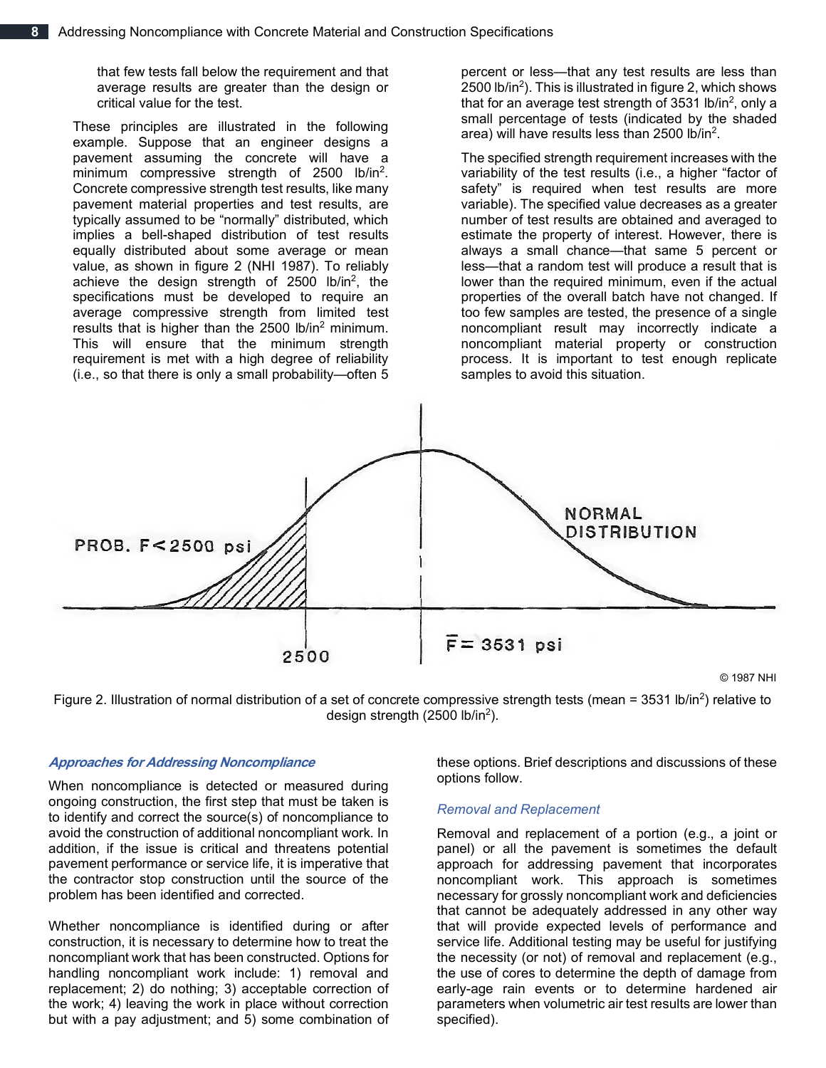that few tests fall below the requirement and that average results are greater than the design or critical value for the test.

These principles are illustrated in the following example. Suppose that an engineer designs a pavement assuming the concrete will have a minimum compressive strength of 2500 lb/in$^2$. Concrete compressive strength test results, like many pavement material properties and test results, are typically assumed to be "normally" distributed, which implies a bell-shaped distribution of test results equally distributed about some average or mean value, as shown in figure 2 (NHI 1987). To reliably achieve the design strength of 2500 lb/in$^2$, the specifications must be developed to require an average compressive strength from limited test results that is higher than the 2500 lb/in$^2$ minimum. This will ensure that the minimum strength requirement is met with a high degree of reliability (i.e., so that there is only a small probability—often 5 percent or less—that any test results are less than 2500 lb/in$^2$). This is illustrated in figure 2, which shows that for an average test strength of 3531 lb/in$^2$, only a small percentage of tests (indicated by the shaded area) will have results less than 2500 lb/in$^2$.

The specified strength requirement increases with the variability of the test results (i.e., a higher "factor of safety" is required when test results are more variable). The specified value decreases as a greater number of test results are obtained and averaged to estimate the property of interest. However, there is always a small chance—that same 5 percent or less—that a random test will produce a result that is lower than the required minimum, even if the actual properties of the overall batch have not changed. If too few samples are tested, the presence of a single noncompliant result may incorrectly indicate a noncompliant material property or construction process. It is important to test enough replicate samples to avoid this situation.

PROB. F<2500 psi

NORMAL DISTRIBUTION

2500

$\bar{F}$ = 3531 psi

© 1987 NHI

Figure 2. Illustration of normal distribution of a set of concrete compressive strength tests (mean = 3531 lb/in$^2$) relative to design strength (2500 lb/in$^2$).

### *Approaches for Addressing Noncompliance*

When noncompliance is detected or measured during ongoing construction, the first step that must be taken is to identify and correct the source(s) of noncompliance to avoid the construction of additional noncompliant work. In addition, if the issue is critical and threatens potential pavement performance or service life, it is imperative that the contractor stop construction until the source of the problem has been identified and corrected.

Whether noncompliance is identified during or after construction, it is necessary to determine how to treat the noncompliant work that has been constructed. Options for handling noncompliant work include: 1) removal and replacement; 2) do nothing; 3) acceptable correction of the work; 4) leaving the work in place without correction but with a pay adjustment; and 5) some combination of these options. Brief descriptions and discussions of these options follow.

#### *Removal and Replacement*

Removal and replacement of a portion (e.g., a joint or panel) or all the pavement is sometimes the default approach for addressing pavement that incorporates noncompliant work. This approach is sometimes necessary for grossly noncompliant work and deficiencies that cannot be adequately addressed in any other way that will provide expected levels of performance and service life. Additional testing may be useful for justifying the necessity (or not) of removal and replacement (e.g., the use of cores to determine the depth of damage from early-age rain events or to determine hardened air parameters when volumetric air test results are lower than specified).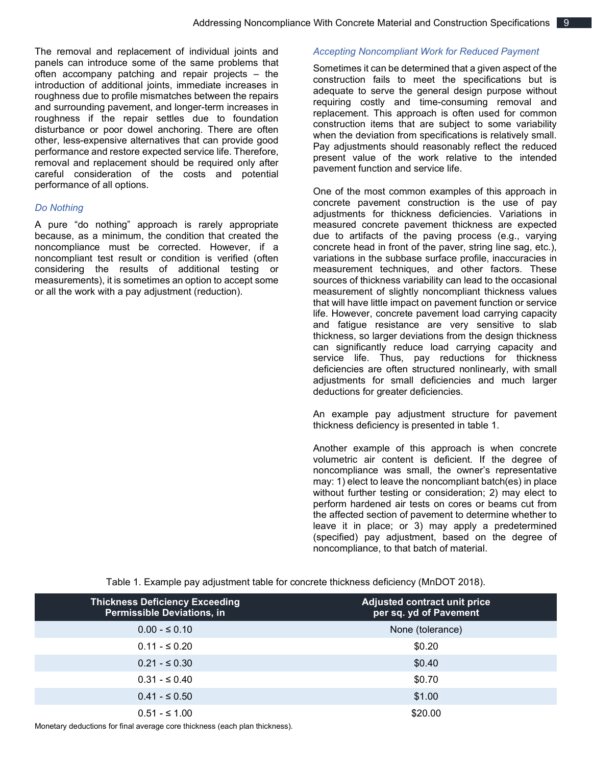The removal and replacement of individual joints and panels can introduce some of the same problems that often accompany patching and repair projects – the introduction of additional joints, immediate increases in roughness due to profile mismatches between the repairs and surrounding pavement, and longer-term increases in roughness if the repair settles due to foundation disturbance or poor dowel anchoring. There are often other, less-expensive alternatives that can provide good performance and restore expected service life. Therefore, removal and replacement should be required only after careful consideration of the costs and potential performance of all options.

### *Do Nothing*

A pure "do nothing" approach is rarely appropriate because, as a minimum, the condition that created the noncompliance must be corrected. However, if a noncompliant test result or condition is verified (often considering the results of additional testing or measurements), it is sometimes an option to accept some or all the work with a pay adjustment (reduction).

### *Accepting Noncompliant Work for Reduced Payment*

Sometimes it can be determined that a given aspect of the construction fails to meet the specifications but is adequate to serve the general design purpose without requiring costly and time-consuming removal and replacement. This approach is often used for common construction items that are subject to some variability when the deviation from specifications is relatively small. Pay adjustments should reasonably reflect the reduced present value of the work relative to the intended pavement function and service life.

One of the most common examples of this approach in concrete pavement construction is the use of pay adjustments for thickness deficiencies. Variations in measured concrete pavement thickness are expected due to artifacts of the paving process (e.g., varying concrete head in front of the paver, string line sag, etc.), variations in the subbase surface profile, inaccuracies in measurement techniques, and other factors. These sources of thickness variability can lead to the occasional measurement of slightly noncompliant thickness values that will have little impact on pavement function or service life. However, concrete pavement load carrying capacity and fatigue resistance are very sensitive to slab thickness, so larger deviations from the design thickness can significantly reduce load carrying capacity and service life. Thus, pay reductions for thickness deficiencies are often structured nonlinearly, with small adjustments for small deficiencies and much larger deductions for greater deficiencies.

An example pay adjustment structure for pavement thickness deficiency is presented in table 1.

Another example of this approach is when concrete volumetric air content is deficient. If the degree of noncompliance was small, the owner's representative may: 1) elect to leave the noncompliant batch(es) in place without further testing or consideration; 2) may elect to perform hardened air tests on cores or beams cut from the affected section of pavement to determine whether to leave it in place; or 3) may apply a predetermined (specified) pay adjustment, based on the degree of noncompliance, to that batch of material.

Table 1. Example pay adjustment table for concrete thickness deficiency (MnDOT 2018).

| Thickness Deficiency Exceeding Permissible Deviations, in | Adjusted contract unit price per sq. yd of Pavement |
| --- | --- |
| 0.00 - ≤ 0.10 | None (tolerance) |
| 0.11 - ≤ 0.20 | $0.20 |
| 0.21 - ≤ 0.30 | $0.40 |
| 0.31 - ≤ 0.40 | $0.70 |
| 0.41 - ≤ 0.50 | $1.00 |
| 0.51 - ≤ 1.00 | $20.00 |

Monetary deductions for final average core thickness (each plan thickness).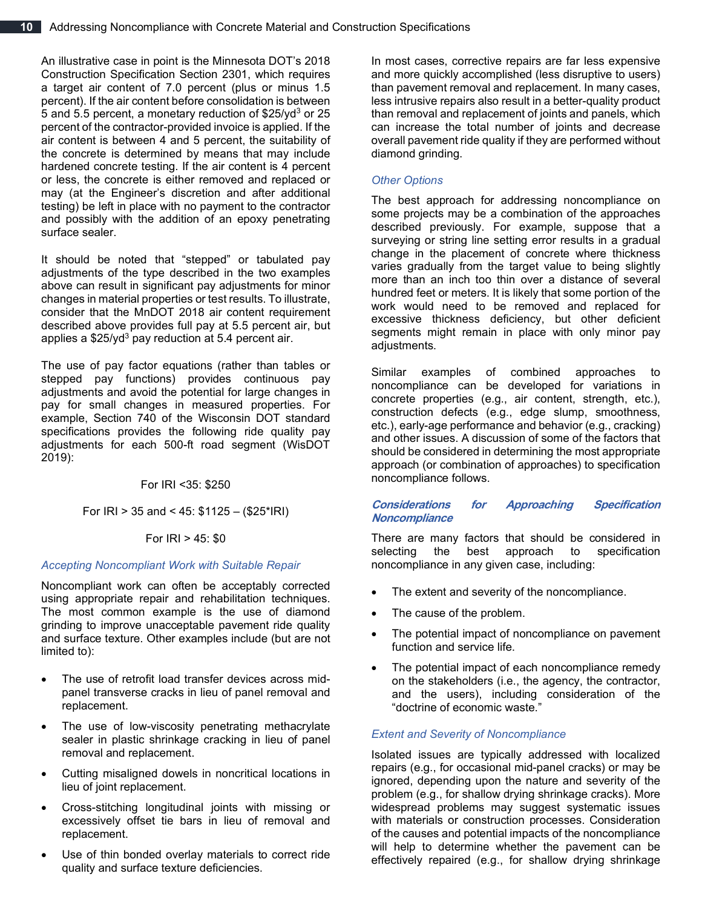An illustrative case in point is the Minnesota DOT's 2018 Construction Specification Section 2301, which requires a target air content of 7.0 percent (plus or minus 1.5 percent). If the air content before consolidation is between 5 and 5.5 percent, a monetary reduction of $\$25/yd^3$ or 25 percent of the contractor-provided invoice is applied. If the air content is between 4 and 5 percent, the suitability of the concrete is determined by means that may include hardened concrete testing. If the air content is 4 percent or less, the concrete is either removed and replaced or may (at the Engineer's discretion and after additional testing) be left in place with no payment to the contractor and possibly with the addition of an epoxy penetrating surface sealer.

It should be noted that "stepped" or tabulated pay adjustments of the type described in the two examples above can result in significant pay adjustments for minor changes in material properties or test results. To illustrate, consider that the MnDOT 2018 air content requirement described above provides full pay at 5.5 percent air, but applies a $\$25/yd^3$ pay reduction at 5.4 percent air.

The use of pay factor equations (rather than tables or stepped pay functions) provides continuous pay adjustments and avoid the potential for large changes in pay for small changes in measured properties. For example, Section 740 of the Wisconsin DOT standard specifications provides the following ride quality pay adjustments for each 500-ft road segment (WisDOT 2019):

For IRI <35: $250

For IRI > 35 and < 45: $1125 – ($25*IRI)

For IRI > 45: $0

### Accepting Noncompliant Work with Suitable Repair

Noncompliant work can often be acceptably corrected using appropriate repair and rehabilitation techniques. The most common example is the use of diamond grinding to improve unacceptable pavement ride quality and surface texture. Other examples include (but are not limited to):

- The use of retrofit load transfer devices across mid-panel transverse cracks in lieu of panel removal and replacement.
- The use of low-viscosity penetrating methacrylate sealer in plastic shrinkage cracking in lieu of panel removal and replacement.
- Cutting misaligned dowels in noncritical locations in lieu of joint replacement.
- Cross-stitching longitudinal joints with missing or excessively offset tie bars in lieu of removal and replacement.
- Use of thin bonded overlay materials to correct ride quality and surface texture deficiencies.

In most cases, corrective repairs are far less expensive and more quickly accomplished (less disruptive to users) than pavement removal and replacement. In many cases, less intrusive repairs also result in a better-quality product than removal and replacement of joints and panels, which can increase the total number of joints and decrease overall pavement ride quality if they are performed without diamond grinding.

### Other Options

The best approach for addressing noncompliance on some projects may be a combination of the approaches described previously. For example, suppose that a surveying or string line setting error results in a gradual change in the placement of concrete where thickness varies gradually from the target value to being slightly more than an inch too thin over a distance of several hundred feet or meters. It is likely that some portion of the work would need to be removed and replaced for excessive thickness deficiency, but other deficient segments might remain in place with only minor pay adjustments.

Similar examples of combined approaches to noncompliance can be developed for variations in concrete properties (e.g., air content, strength, etc.), construction defects (e.g., edge slump, smoothness, etc.), early-age performance and behavior (e.g., cracking) and other issues. A discussion of some of the factors that should be considered in determining the most appropriate approach (or combination of approaches) to specification noncompliance follows.

## Considerations for Approaching Specification Noncompliance

There are many factors that should be considered in selecting the best approach to specification noncompliance in any given case, including:

- The extent and severity of the noncompliance.
- The cause of the problem.
- The potential impact of noncompliance on pavement function and service life.
- The potential impact of each noncompliance remedy on the stakeholders (i.e., the agency, the contractor, and the users), including consideration of the "doctrine of economic waste."

### Extent and Severity of Noncompliance

Isolated issues are typically addressed with localized repairs (e.g., for occasional mid-panel cracks) or may be ignored, depending upon the nature and severity of the problem (e.g., for shallow drying shrinkage cracks). More widespread problems may suggest systematic issues with materials or construction processes. Consideration of the causes and potential impacts of the noncompliance will help to determine whether the pavement can be effectively repaired (e.g., for shallow drying shrinkage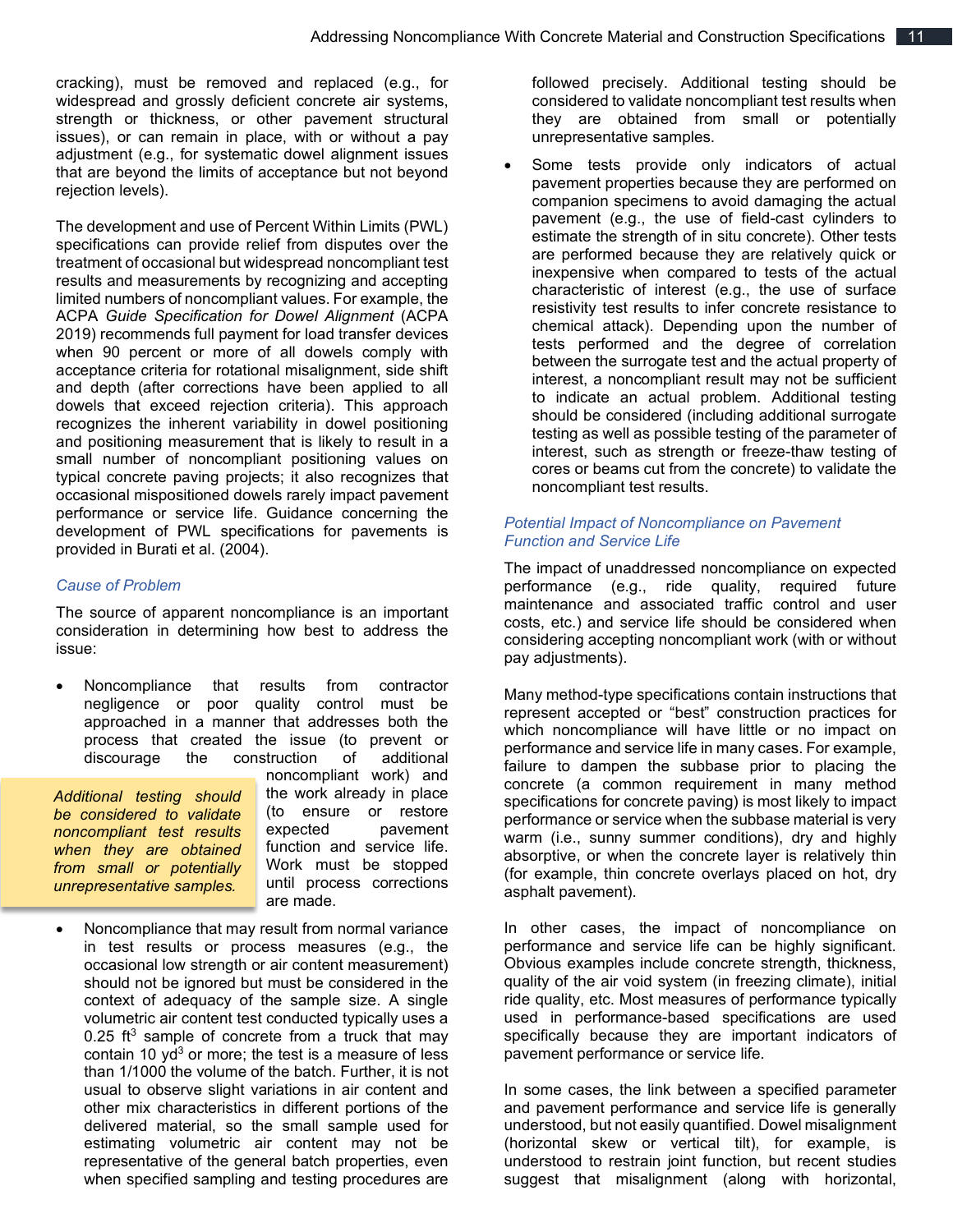cracking), must be removed and replaced (e.g., for widespread and grossly deficient concrete air systems, strength or thickness, or other pavement structural issues), or can remain in place, with or without a pay adjustment (e.g., for systematic dowel alignment issues that are beyond the limits of acceptance but not beyond rejection levels).

The development and use of Percent Within Limits (PWL) specifications can provide relief from disputes over the treatment of occasional but widespread noncompliant test results and measurements by recognizing and accepting limited numbers of noncompliant values. For example, the ACPA *Guide Specification for Dowel Alignment* (ACPA 2019) recommends full payment for load transfer devices when 90 percent or more of all dowels comply with acceptance criteria for rotational misalignment, side shift and depth (after corrections have been applied to all dowels that exceed rejection criteria). This approach recognizes the inherent variability in dowel positioning and positioning measurement that is likely to result in a small number of noncompliant positioning values on typical concrete paving projects; it also recognizes that occasional mispositioned dowels rarely impact pavement performance or service life. Guidance concerning the development of PWL specifications for pavements is provided in Burati et al. (2004).

### *Cause of Problem*

The source of apparent noncompliance is an important consideration in determining how best to address the issue:

- Noncompliance that results from contractor negligence or poor quality control must be approached in a manner that addresses both the process that created the issue (to prevent or discourage the construction of additional noncompliant work) and the work already in place (to ensure or restore expected pavement function and service life. Work must be stopped until process corrections are made.
- Noncompliance that may result from normal variance in test results or process measures (e.g., the occasional low strength or air content measurement) should not be ignored but must be considered in the context of adequacy of the sample size. A single volumetric air content test conducted typically uses a 0.25 ft$^3$ sample of concrete from a truck that may contain 10 yd$^3$ or more; the test is a measure of less than 1/1000 the volume of the batch. Further, it is not usual to observe slight variations in air content and other mix characteristics in different portions of the delivered material, so the small sample used for estimating volumetric air content may not be representative of the general batch properties, even when specified sampling and testing procedures are followed precisely. Additional testing should be considered to validate noncompliant test results when they are obtained from small or potentially unrepresentative samples.
- Some tests provide only indicators of actual pavement properties because they are performed on companion specimens to avoid damaging the actual pavement (e.g., the use of field-cast cylinders to estimate the strength of in situ concrete). Other tests are performed because they are relatively quick or inexpensive when compared to tests of the actual characteristic of interest (e.g., the use of surface resistivity test results to infer concrete resistance to chemical attack). Depending upon the number of tests performed and the degree of correlation between the surrogate test and the actual property of interest, a noncompliant result may not be sufficient to indicate an actual problem. Additional testing should be considered (including additional surrogate testing as well as possible testing of the parameter of interest, such as strength or freeze-thaw testing of cores or beams cut from the concrete) to validate the noncompliant test results.

> *Additional testing should be considered to validate noncompliant test results when they are obtained from small or potentially unrepresentative samples.*

### *Potential Impact of Noncompliance on Pavement Function and Service Life*

The impact of unaddressed noncompliance on expected performance (e.g., ride quality, required future maintenance and associated traffic control and user costs, etc.) and service life should be considered when considering accepting noncompliant work (with or without pay adjustments).

Many method-type specifications contain instructions that represent accepted or "best" construction practices for which noncompliance will have little or no impact on performance and service life in many cases. For example, failure to dampen the subbase prior to placing the concrete (a common requirement in many method specifications for concrete paving) is most likely to impact performance or service when the subbase material is very warm (i.e., sunny summer conditions), dry and highly absorptive, or when the concrete layer is relatively thin (for example, thin concrete overlays placed on hot, dry asphalt pavement).

In other cases, the impact of noncompliance on performance and service life can be highly significant. Obvious examples include concrete strength, thickness, quality of the air void system (in freezing climate), initial ride quality, etc. Most measures of performance typically used in performance-based specifications are used specifically because they are important indicators of pavement performance or service life.

In some cases, the link between a specified parameter and pavement performance and service life is generally understood, but not easily quantified. Dowel misalignment (horizontal skew or vertical tilt), for example, is understood to restrain joint function, but recent studies suggest that misalignment (along with horizontal,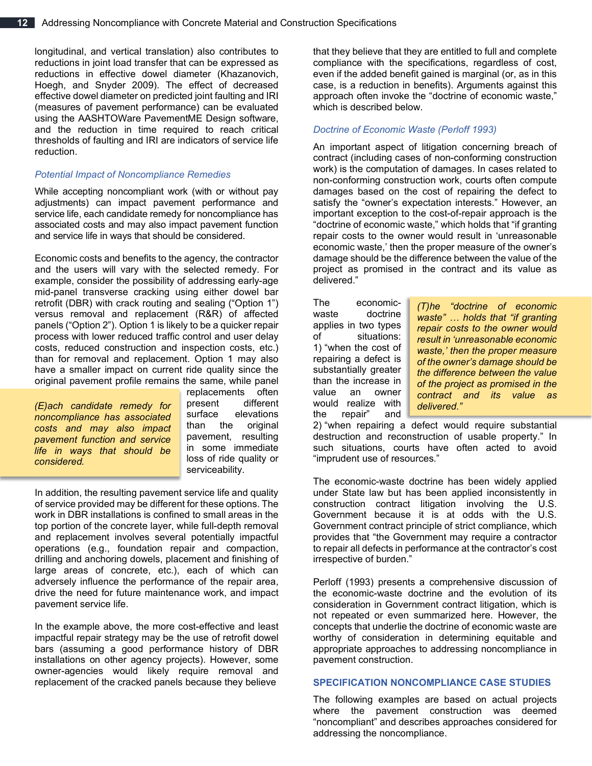longitudinal, and vertical translation) also contributes to reductions in joint load transfer that can be expressed as reductions in effective dowel diameter (Khazanovich, Hoegh, and Snyder 2009). The effect of decreased effective dowel diameter on predicted joint faulting and IRI (measures of pavement performance) can be evaluated using the AASHTOWare PavementME Design software, and the reduction in time required to reach critical thresholds of faulting and IRI are indicators of service life reduction.

### *Potential Impact of Noncompliance Remedies*

While accepting noncompliant work (with or without pay adjustments) can impact pavement performance and service life, each candidate remedy for noncompliance has associated costs and may also impact pavement function and service life in ways that should be considered.

Economic costs and benefits to the agency, the contractor and the users will vary with the selected remedy. For example, consider the possibility of addressing early-age mid-panel transverse cracking using either dowel bar retrofit (DBR) with crack routing and sealing ("Option 1") versus removal and replacement (R&R) of affected panels ("Option 2"). Option 1 is likely to be a quicker repair process with lower reduced traffic control and user delay costs, reduced construction and inspection costs, etc.) than for removal and replacement. Option 1 may also have a smaller impact on current ride quality since the original pavement profile remains the same, while panel replacements often present different surface elevations than the original pavement, resulting in some immediate loss of ride quality or serviceability.

> *(E)ach candidate remedy for noncompliance has associated costs and may also impact pavement function and service life in ways that should be considered.*

In addition, the resulting pavement service life and quality of service provided may be different for these options. The work in DBR installations is confined to small areas in the top portion of the concrete layer, while full-depth removal and replacement involves several potentially impactful operations (e.g., foundation repair and compaction, drilling and anchoring dowels, placement and finishing of large areas of concrete, etc.), each of which can adversely influence the performance of the repair area, drive the need for future maintenance work, and impact pavement service life.

In the example above, the more cost-effective and least impactful repair strategy may be the use of retrofit dowel bars (assuming a good performance history of DBR installations on other agency projects). However, some owner-agencies would likely require removal and replacement of the cracked panels because they believe that they believe that they are entitled to full and complete compliance with the specifications, regardless of cost, even if the added benefit gained is marginal (or, as in this case, is a reduction in benefits). Arguments against this approach often invoke the "doctrine of economic waste," which is described below.

### *Doctrine of Economic Waste (Perloff 1993)*

An important aspect of litigation concerning breach of contract (including cases of non-conforming construction work) is the computation of damages. In cases related to non-conforming construction work, courts often compute damages based on the cost of repairing the defect to satisfy the "owner's expectation interests." However, an important exception to the cost-of-repair approach is the "doctrine of economic waste," which holds that "if granting repair costs to the owner would result in 'unreasonable economic waste,' then the proper measure of the owner's damage should be the difference between the value of the project as promised in the contract and its value as delivered."

> *(T)he "doctrine of economic waste" … holds that "if granting repair costs to the owner would result in 'unreasonable economic waste,' then the proper measure of the owner's damage should be the difference between the value of the project as promised in the contract and its value as delivered."*

The economic-waste doctrine applies in two types of situations: 1) "when the cost of repairing a defect is substantially greater than the increase in value an owner would realize with the repair" and 2) "when repairing a defect would require substantial destruction and reconstruction of usable property." In such situations, courts have often acted to avoid "imprudent use of resources."

The economic-waste doctrine has been widely applied under State law but has been applied inconsistently in construction contract litigation involving the U.S. Government because it is at odds with the U.S. Government contract principle of strict compliance, which provides that "the Government may require a contractor to repair all defects in performance at the contractor's cost irrespective of burden."

Perloff (1993) presents a comprehensive discussion of the economic-waste doctrine and the evolution of its consideration in Government contract litigation, which is not repeated or even summarized here. However, the concepts that underlie the doctrine of economic waste are worthy of consideration in determining equitable and appropriate approaches to addressing noncompliance in pavement construction.

## SPECIFICATION NONCOMPLIANCE CASE STUDIES

The following examples are based on actual projects where the pavement construction was deemed "noncompliant" and describes approaches considered for addressing the noncompliance.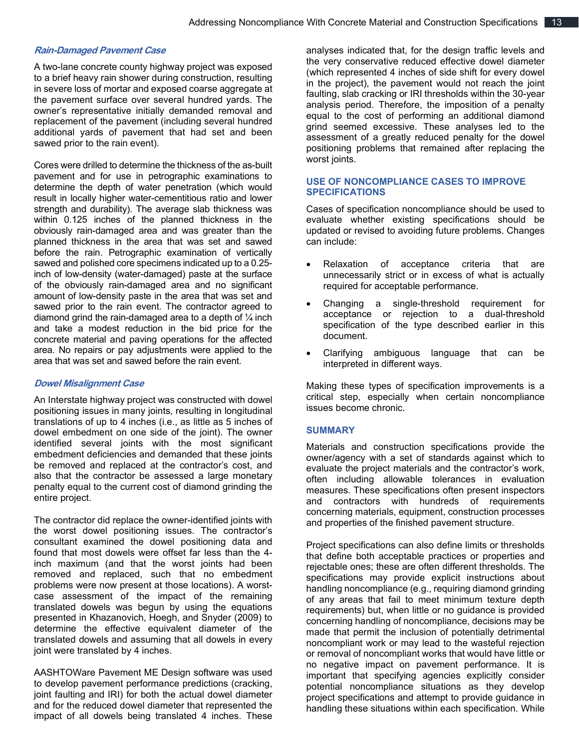### *Rain-Damaged Pavement Case*

A two-lane concrete county highway project was exposed to a brief heavy rain shower during construction, resulting in severe loss of mortar and exposed coarse aggregate at the pavement surface over several hundred yards. The owner's representative initially demanded removal and replacement of the pavement (including several hundred additional yards of pavement that had set and been sawed prior to the rain event).

Cores were drilled to determine the thickness of the as-built pavement and for use in petrographic examinations to determine the depth of water penetration (which would result in locally higher water-cementitious ratio and lower strength and durability). The average slab thickness was within 0.125 inches of the planned thickness in the obviously rain-damaged area and was greater than the planned thickness in the area that was set and sawed before the rain. Petrographic examination of vertically sawed and polished core specimens indicated up to a 0.25-inch of low-density (water-damaged) paste at the surface of the obviously rain-damaged area and no significant amount of low-density paste in the area that was set and sawed prior to the rain event. The contractor agreed to diamond grind the rain-damaged area to a depth of ¼ inch and take a modest reduction in the bid price for the concrete material and paving operations for the affected area. No repairs or pay adjustments were applied to the area that was set and sawed before the rain event.

### *Dowel Misalignment Case*

An Interstate highway project was constructed with dowel positioning issues in many joints, resulting in longitudinal translations of up to 4 inches (i.e., as little as 5 inches of dowel embedment on one side of the joint). The owner identified several joints with the most significant embedment deficiencies and demanded that these joints be removed and replaced at the contractor's cost, and also that the contractor be assessed a large monetary penalty equal to the current cost of diamond grinding the entire project.

The contractor did replace the owner-identified joints with the worst dowel positioning issues. The contractor's consultant examined the dowel positioning data and found that most dowels were offset far less than the 4-inch maximum (and that the worst joints had been removed and replaced, such that no embedment problems were now present at those locations). A worst-case assessment of the impact of the remaining translated dowels was begun by using the equations presented in Khazanovich, Hoegh, and Snyder (2009) to determine the effective equivalent diameter of the translated dowels and assuming that all dowels in every joint were translated by 4 inches.

AASHTOWare Pavement ME Design software was used to develop pavement performance predictions (cracking, joint faulting and IRI) for both the actual dowel diameter and for the reduced dowel diameter that represented the impact of all dowels being translated 4 inches. These analyses indicated that, for the design traffic levels and the very conservative reduced effective dowel diameter (which represented 4 inches of side shift for every dowel in the project), the pavement would not reach the joint faulting, slab cracking or IRI thresholds within the 30-year analysis period. Therefore, the imposition of a penalty equal to the cost of performing an additional diamond grind seemed excessive. These analyses led to the assessment of a greatly reduced penalty for the dowel positioning problems that remained after replacing the worst joints.

## USE OF NONCOMPLIANCE CASES TO IMPROVE SPECIFICATIONS

Cases of specification noncompliance should be used to evaluate whether existing specifications should be updated or revised to avoiding future problems. Changes can include:

- Relaxation of acceptance criteria that are unnecessarily strict or in excess of what is actually required for acceptable performance.
- Changing a single-threshold requirement for acceptance or rejection to a dual-threshold specification of the type described earlier in this document.
- Clarifying ambiguous language that can be interpreted in different ways.

Making these types of specification improvements is a critical step, especially when certain noncompliance issues become chronic.

## SUMMARY

Materials and construction specifications provide the owner/agency with a set of standards against which to evaluate the project materials and the contractor's work, often including allowable tolerances in evaluation measures. These specifications often present inspectors and contractors with hundreds of requirements concerning materials, equipment, construction processes and properties of the finished pavement structure.

Project specifications can also define limits or thresholds that define both acceptable practices or properties and rejectable ones; these are often different thresholds. The specifications may provide explicit instructions about handling noncompliance (e.g., requiring diamond grinding of any areas that fail to meet minimum texture depth requirements) but, when little or no guidance is provided concerning handling of noncompliance, decisions may be made that permit the inclusion of potentially detrimental noncompliant work or may lead to the wasteful rejection or removal of noncompliant works that would have little or no negative impact on pavement performance. It is important that specifying agencies explicitly consider potential noncompliance situations as they develop project specifications and attempt to provide guidance in handling these situations within each specification. While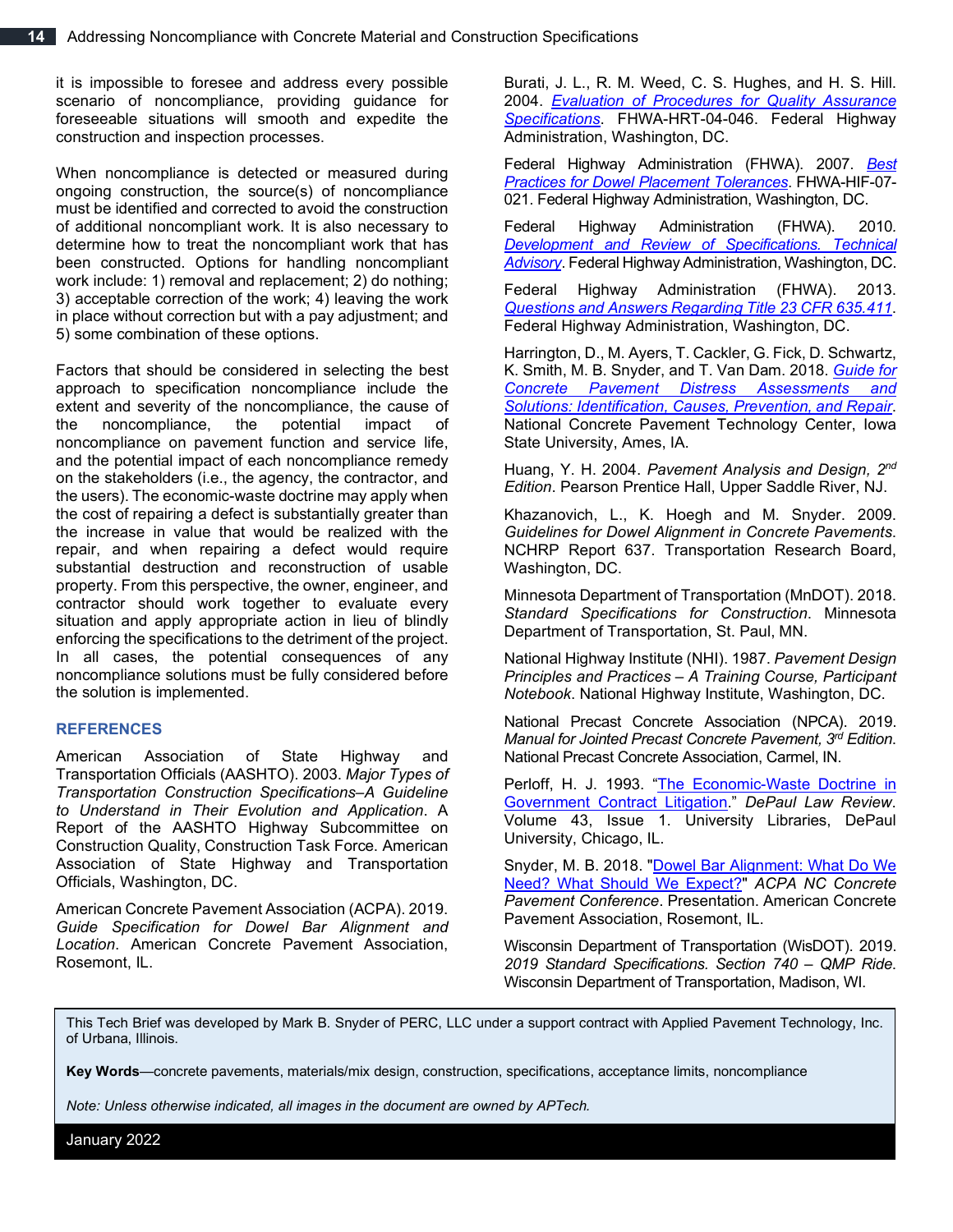it is impossible to foresee and address every possible scenario of noncompliance, providing guidance for foreseeable situations will smooth and expedite the construction and inspection processes.

When noncompliance is detected or measured during ongoing construction, the source(s) of noncompliance must be identified and corrected to avoid the construction of additional noncompliant work. It is also necessary to determine how to treat the noncompliant work that has been constructed. Options for handling noncompliant work include: 1) removal and replacement; 2) do nothing; 3) acceptable correction of the work; 4) leaving the work in place without correction but with a pay adjustment; and 5) some combination of these options.

Factors that should be considered in selecting the best approach to specification noncompliance include the extent and severity of the noncompliance, the cause of the noncompliance, the potential impact of noncompliance on pavement function and service life, and the potential impact of each noncompliance remedy on the stakeholders (i.e., the agency, the contractor, and the users). The economic-waste doctrine may apply when the cost of repairing a defect is substantially greater than the increase in value that would be realized with the repair, and when repairing a defect would require substantial destruction and reconstruction of usable property. From this perspective, the owner, engineer, and contractor should work together to evaluate every situation and apply appropriate action in lieu of blindly enforcing the specifications to the detriment of the project. In all cases, the potential consequences of any noncompliance solutions must be fully considered before the solution is implemented.

## REFERENCES

American Association of State Highway and Transportation Officials (AASHTO). 2003. *Major Types of Transportation Construction Specifications–A Guideline to Understand in Their Evolution and Application*. A Report of the AASHTO Highway Subcommittee on Construction Quality, Construction Task Force. American Association of State Highway and Transportation Officials, Washington, DC.

American Concrete Pavement Association (ACPA). 2019. *Guide Specification for Dowel Bar Alignment and Location*. American Concrete Pavement Association, Rosemont, IL.

Burati, J. L., R. M. Weed, C. S. Hughes, and H. S. Hill. 2004. *Evaluation of Procedures for Quality Assurance Specifications*. FHWA-HRT-04-046. Federal Highway Administration, Washington, DC.

Federal Highway Administration (FHWA). 2007. *Best Practices for Dowel Placement Tolerances*. FHWA-HIF-07-021. Federal Highway Administration, Washington, DC.

Federal Highway Administration (FHWA). 2010. *Development and Review of Specifications. Technical Advisory*. Federal Highway Administration, Washington, DC.

Federal Highway Administration (FHWA). 2013. *Questions and Answers Regarding Title 23 CFR 635.411*. Federal Highway Administration, Washington, DC.

Harrington, D., M. Ayers, T. Cackler, G. Fick, D. Schwartz, K. Smith, M. B. Snyder, and T. Van Dam. 2018. *Guide for Concrete Pavement Distress Assessments and Solutions: Identification, Causes, Prevention, and Repair*. National Concrete Pavement Technology Center, Iowa State University, Ames, IA.

Huang, Y. H. 2004. *Pavement Analysis and Design, 2nd Edition*. Pearson Prentice Hall, Upper Saddle River, NJ.

Khazanovich, L., K. Hoegh and M. Snyder. 2009. *Guidelines for Dowel Alignment in Concrete Pavements*. NCHRP Report 637. Transportation Research Board, Washington, DC.

Minnesota Department of Transportation (MnDOT). 2018. *Standard Specifications for Construction*. Minnesota Department of Transportation, St. Paul, MN.

National Highway Institute (NHI). 1987. *Pavement Design Principles and Practices – A Training Course, Participant Notebook*. National Highway Institute, Washington, DC.

National Precast Concrete Association (NPCA). 2019. *Manual for Jointed Precast Concrete Pavement, 3rd Edition*. National Precast Concrete Association, Carmel, IN.

Perloff, H. J. 1993. "The Economic-Waste Doctrine in Government Contract Litigation." *DePaul Law Review*. Volume 43, Issue 1. University Libraries, DePaul University, Chicago, IL.

Snyder, M. B. 2018. "Dowel Bar Alignment: What Do We Need? What Should We Expect?" *ACPA NC Concrete Pavement Conference*. Presentation. American Concrete Pavement Association, Rosemont, IL.

Wisconsin Department of Transportation (WisDOT). 2019. *2019 Standard Specifications. Section 740 – QMP Ride*. Wisconsin Department of Transportation, Madison, WI.

This Tech Brief was developed by Mark B. Snyder of PERC, LLC under a support contract with Applied Pavement Technology, Inc. of Urbana, Illinois.

**Key Words**—concrete pavements, materials/mix design, construction, specifications, acceptance limits, noncompliance

*Note: Unless otherwise indicated, all images in the document are owned by APTech.*

January 2022